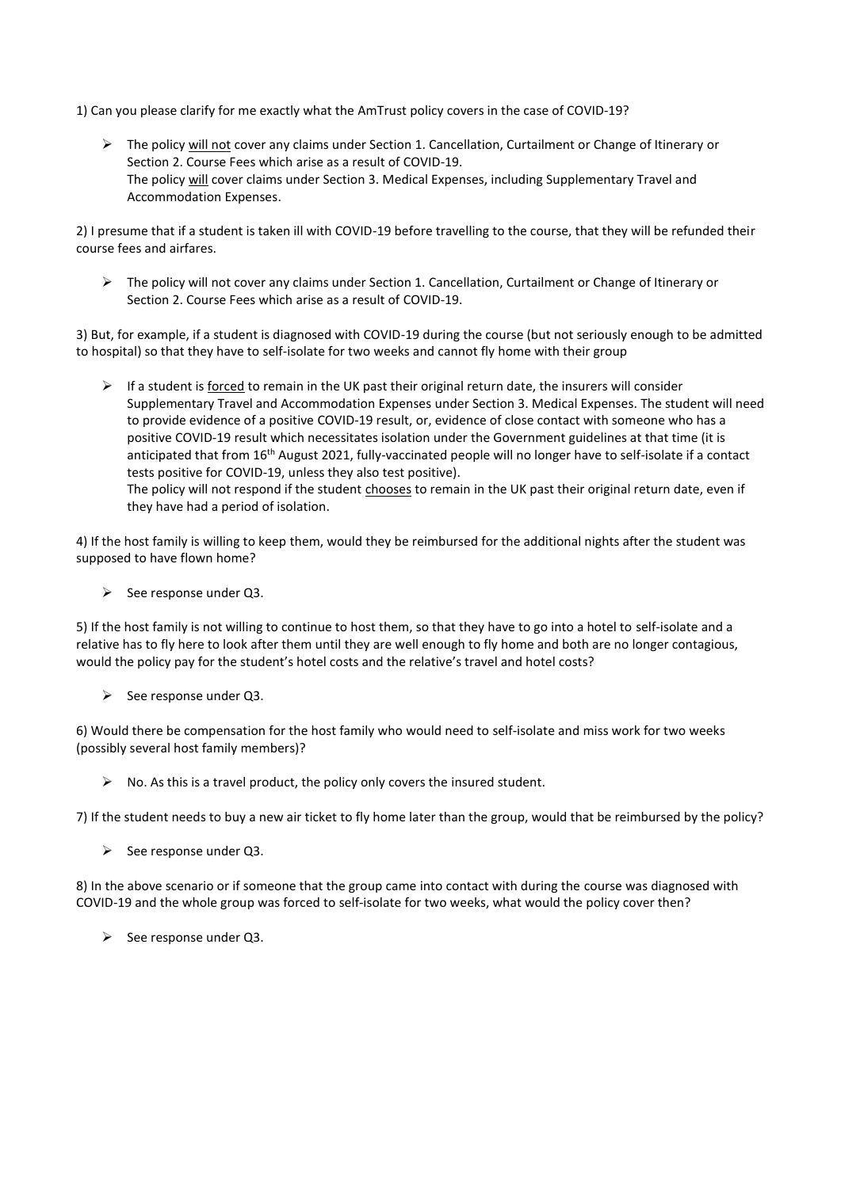1) Can you please clarify for me exactly what the AmTrust policy covers in the case of COVID-19?

- The policy <u>will not</u> cover any claims under Section 1. Cancellation, Curtailment or Change of Itinerary or Section 2. Course Fees which arise as a result of COVID-19.
  The policy <u>will</u> cover claims under Section 3. Medical Expenses, including Supplementary Travel and Accommodation Expenses.

2) I presume that if a student is taken ill with COVID-19 before travelling to the course, that they will be refunded their course fees and airfares.

- The policy will not cover any claims under Section 1. Cancellation, Curtailment or Change of Itinerary or Section 2. Course Fees which arise as a result of COVID-19.

3) But, for example, if a student is diagnosed with COVID-19 during the course (but not seriously enough to be admitted to hospital) so that they have to self-isolate for two weeks and cannot fly home with their group

- If a student is <u>forced</u> to remain in the UK past their original return date, the insurers will consider Supplementary Travel and Accommodation Expenses under Section 3. Medical Expenses. The student will need to provide evidence of a positive COVID-19 result, or, evidence of close contact with someone who has a positive COVID-19 result which necessitates isolation under the Government guidelines at that time (it is anticipated that from 16th August 2021, fully-vaccinated people will no longer have to self-isolate if a contact tests positive for COVID-19, unless they also test positive).
  The policy will not respond if the student <u>chooses</u> to remain in the UK past their original return date, even if they have had a period of isolation.

4) If the host family is willing to keep them, would they be reimbursed for the additional nights after the student was supposed to have flown home?

- See response under Q3.

5) If the host family is not willing to continue to host them, so that they have to go into a hotel to self-isolate and a relative has to fly here to look after them until they are well enough to fly home and both are no longer contagious, would the policy pay for the student's hotel costs and the relative's travel and hotel costs?

- See response under Q3.

6) Would there be compensation for the host family who would need to self-isolate and miss work for two weeks (possibly several host family members)?

- No. As this is a travel product, the policy only covers the insured student.

7) If the student needs to buy a new air ticket to fly home later than the group, would that be reimbursed by the policy?

- See response under Q3.

8) In the above scenario or if someone that the group came into contact with during the course was diagnosed with COVID-19 and the whole group was forced to self-isolate for two weeks, what would the policy cover then?

- See response under Q3.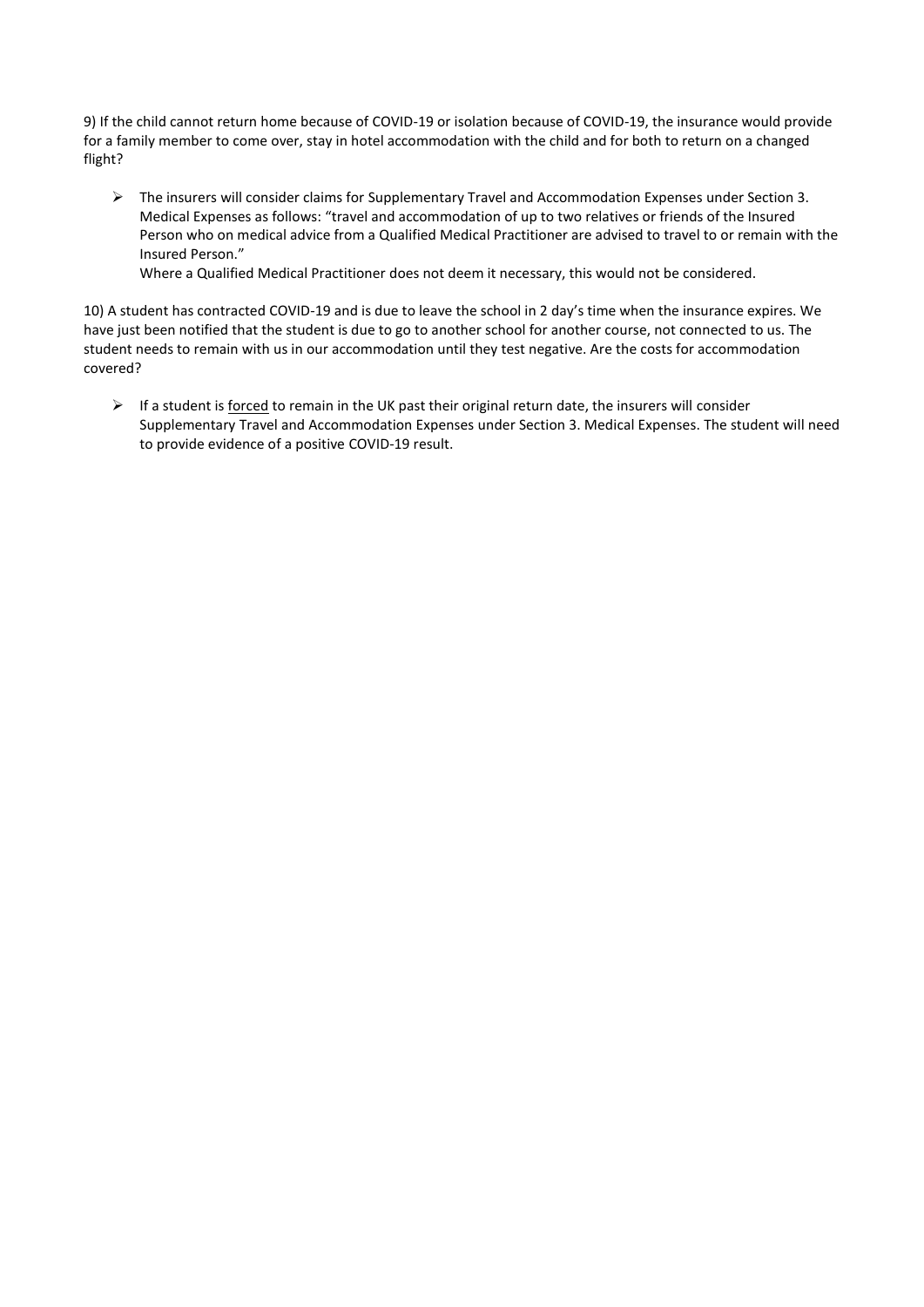9) If the child cannot return home because of COVID-19 or isolation because of COVID-19, the insurance would provide for a family member to come over, stay in hotel accommodation with the child and for both to return on a changed flight?

- The insurers will consider claims for Supplementary Travel and Accommodation Expenses under Section 3. Medical Expenses as follows: "travel and accommodation of up to two relatives or friends of the Insured Person who on medical advice from a Qualified Medical Practitioner are advised to travel to or remain with the Insured Person."
  Where a Qualified Medical Practitioner does not deem it necessary, this would not be considered.

10) A student has contracted COVID-19 and is due to leave the school in 2 day's time when the insurance expires. We have just been notified that the student is due to go to another school for another course, not connected to us. The student needs to remain with us in our accommodation until they test negative. Are the costs for accommodation covered?

- If a student is <u>forced</u> to remain in the UK past their original return date, the insurers will consider Supplementary Travel and Accommodation Expenses under Section 3. Medical Expenses. The student will need to provide evidence of a positive COVID-19 result.